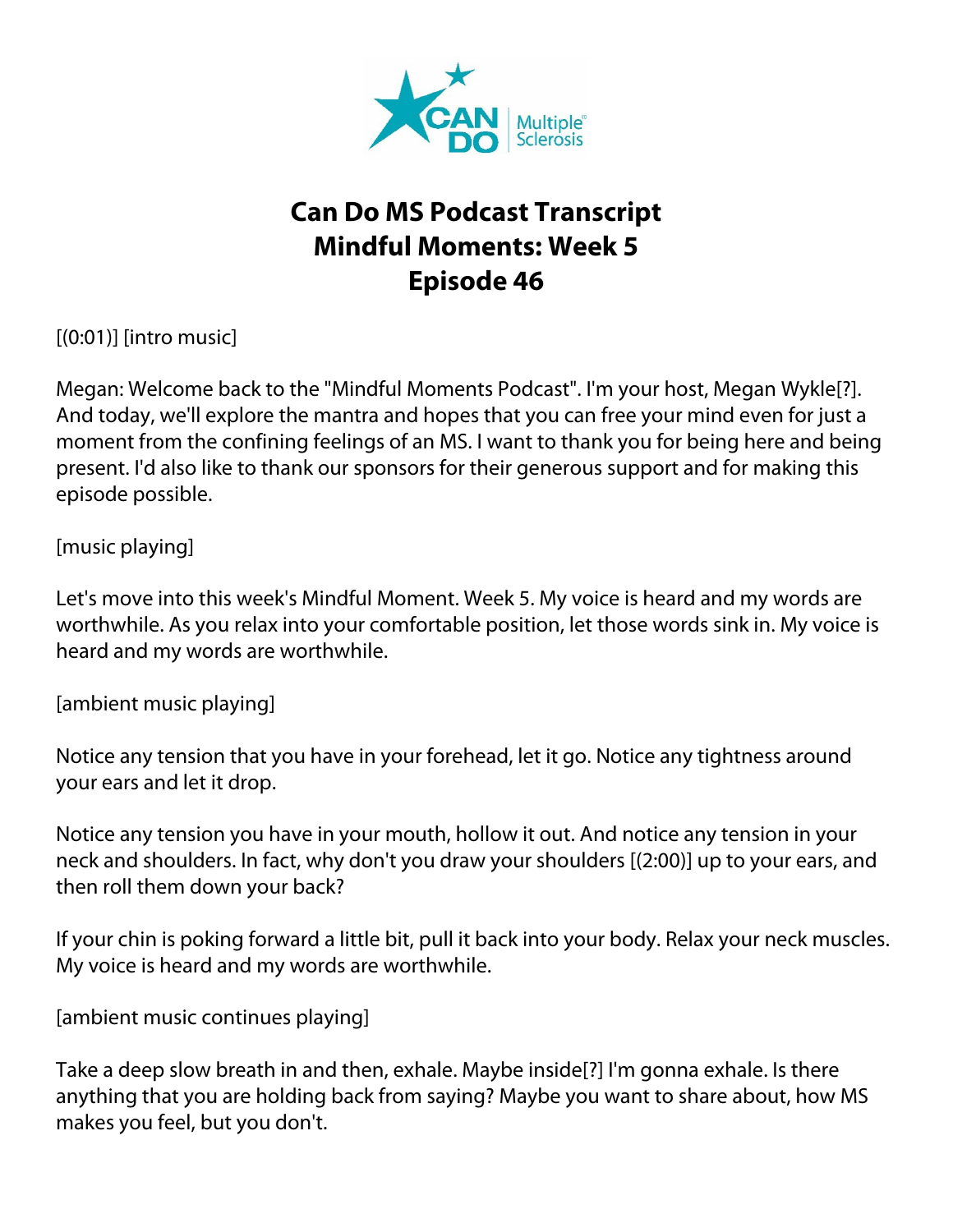# Can Do MS Podcast Transcript
# Mindful Moments: Week 5
# Episode 46

[(0:01)] [intro music]

Megan: Welcome back to the "Mindful Moments Podcast". I'm your host, Megan Wykle[?]. And today, we'll explore the mantra and hopes that you can free your mind even for just a moment from the confining feelings of an MS. I want to thank you for being here and being present. I'd also like to thank our sponsors for their generous support and for making this episode possible.

[music playing]

Let's move into this week's Mindful Moment. Week 5. My voice is heard and my words are worthwhile. As you relax into your comfortable position, let those words sink in. My voice is heard and my words are worthwhile.

[ambient music playing]

Notice any tension that you have in your forehead, let it go. Notice any tightness around your ears and let it drop.

Notice any tension you have in your mouth, hollow it out. And notice any tension in your neck and shoulders. In fact, why don't you draw your shoulders [(2:00)] up to your ears, and then roll them down your back?

If your chin is poking forward a little bit, pull it back into your body. Relax your neck muscles. My voice is heard and my words are worthwhile.

[ambient music continues playing]

Take a deep slow breath in and then, exhale. Maybe inside[?] I'm gonna exhale. Is there anything that you are holding back from saying? Maybe you want to share about, how MS makes you feel, but you don't.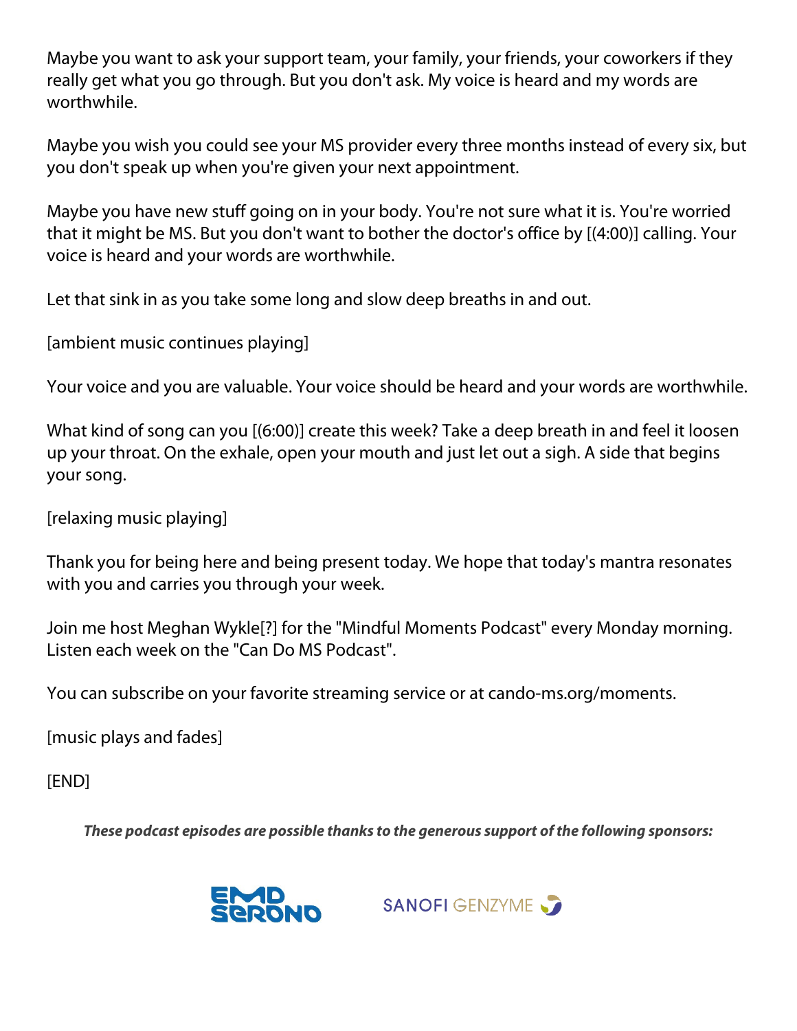Maybe you want to ask your support team, your family, your friends, your coworkers if they really get what you go through. But you don't ask. My voice is heard and my words are worthwhile.

Maybe you wish you could see your MS provider every three months instead of every six, but you don't speak up when you're given your next appointment.

Maybe you have new stuff going on in your body. You're not sure what it is. You're worried that it might be MS. But you don't want to bother the doctor's office by [(4:00)] calling. Your voice is heard and your words are worthwhile.

Let that sink in as you take some long and slow deep breaths in and out.

[ambient music continues playing]

Your voice and you are valuable. Your voice should be heard and your words are worthwhile.

What kind of song can you [(6:00)] create this week? Take a deep breath in and feel it loosen up your throat. On the exhale, open your mouth and just let out a sigh. A side that begins your song.

[relaxing music playing]

Thank you for being here and being present today. We hope that today's mantra resonates with you and carries you through your week.

Join me host Meghan Wykle[?] for the "Mindful Moments Podcast" every Monday morning. Listen each week on the "Can Do MS Podcast".

You can subscribe on your favorite streaming service or at cando-ms.org/moments.

[music plays and fades]

[END]

***These podcast episodes are possible thanks to the generous support of the following sponsors:***

EMD SERONO

SANOFI GENZYME